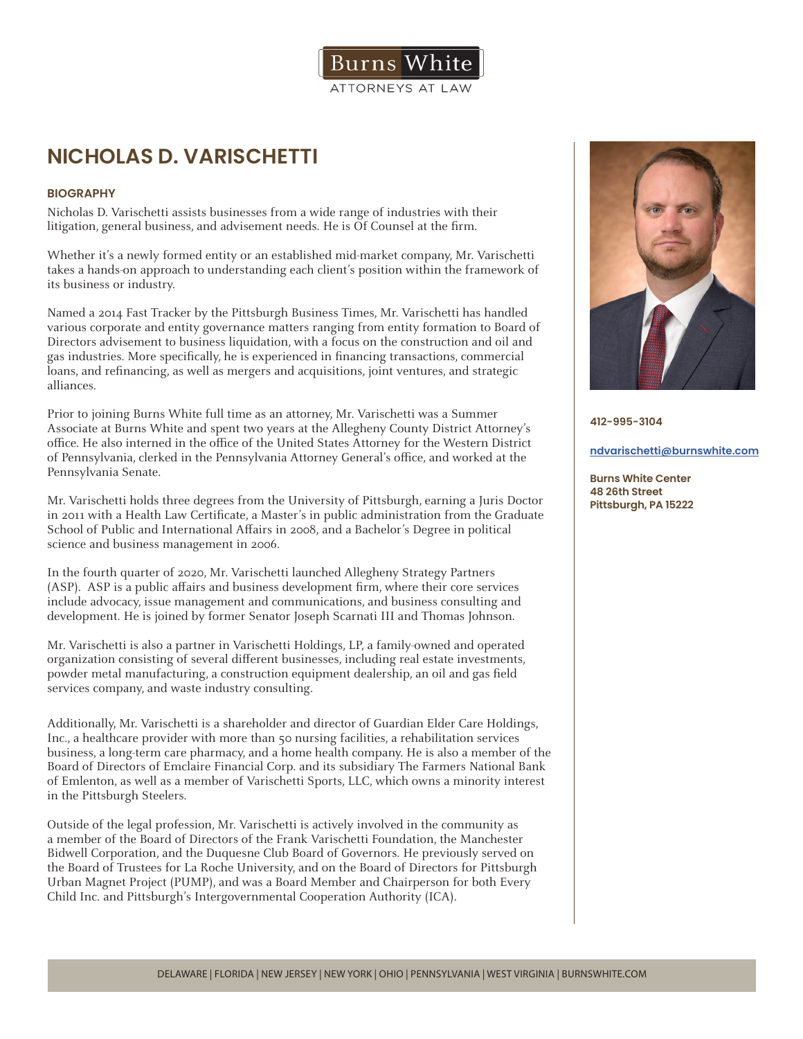Burns White

ATTORNEYS AT LAW

# NICHOLAS D. VARISCHETTI

412-995-3104

ndvarischetti@burnswhite.com

**Burns White Center**
**48 26th Street**
**Pittsburgh, PA 15222**

## BIOGRAPHY

Nicholas D. Varischetti assists businesses from a wide range of industries with their litigation, general business, and advisement needs. He is Of Counsel at the firm.

Whether it's a newly formed entity or an established mid-market company, Mr. Varischetti takes a hands-on approach to understanding each client's position within the framework of its business or industry.

Named a 2014 Fast Tracker by the Pittsburgh Business Times, Mr. Varischetti has handled various corporate and entity governance matters ranging from entity formation to Board of Directors advisement to business liquidation, with a focus on the construction and oil and gas industries. More specifically, he is experienced in financing transactions, commercial loans, and refinancing, as well as mergers and acquisitions, joint ventures, and strategic alliances.

Prior to joining Burns White full time as an attorney, Mr. Varischetti was a Summer Associate at Burns White and spent two years at the Allegheny County District Attorney's office. He also interned in the office of the United States Attorney for the Western District of Pennsylvania, clerked in the Pennsylvania Attorney General's office, and worked at the Pennsylvania Senate.

Mr. Varischetti holds three degrees from the University of Pittsburgh, earning a Juris Doctor in 2011 with a Health Law Certificate, a Master's in public administration from the Graduate School of Public and International Affairs in 2008, and a Bachelor's Degree in political science and business management in 2006.

In the fourth quarter of 2020, Mr. Varischetti launched Allegheny Strategy Partners (ASP). ASP is a public affairs and business development firm, where their core services include advocacy, issue management and communications, and business consulting and development. He is joined by former Senator Joseph Scarnati III and Thomas Johnson.

Mr. Varischetti is also a partner in Varischetti Holdings, LP, a family-owned and operated organization consisting of several different businesses, including real estate investments, powder metal manufacturing, a construction equipment dealership, an oil and gas field services company, and waste industry consulting.

Additionally, Mr. Varischetti is a shareholder and director of Guardian Elder Care Holdings, Inc., a healthcare provider with more than 50 nursing facilities, a rehabilitation services business, a long-term care pharmacy, and a home health company. He is also a member of the Board of Directors of Emclaire Financial Corp. and its subsidiary The Farmers National Bank of Emlenton, as well as a member of Varischetti Sports, LLC, which owns a minority interest in the Pittsburgh Steelers.

Outside of the legal profession, Mr. Varischetti is actively involved in the community as a member of the Board of Directors of the Frank Varischetti Foundation, the Manchester Bidwell Corporation, and the Duquesne Club Board of Governors. He previously served on the Board of Trustees for La Roche University, and on the Board of Directors for Pittsburgh Urban Magnet Project (PUMP), and was a Board Member and Chairperson for both Every Child Inc. and Pittsburgh's Intergovernmental Cooperation Authority (ICA).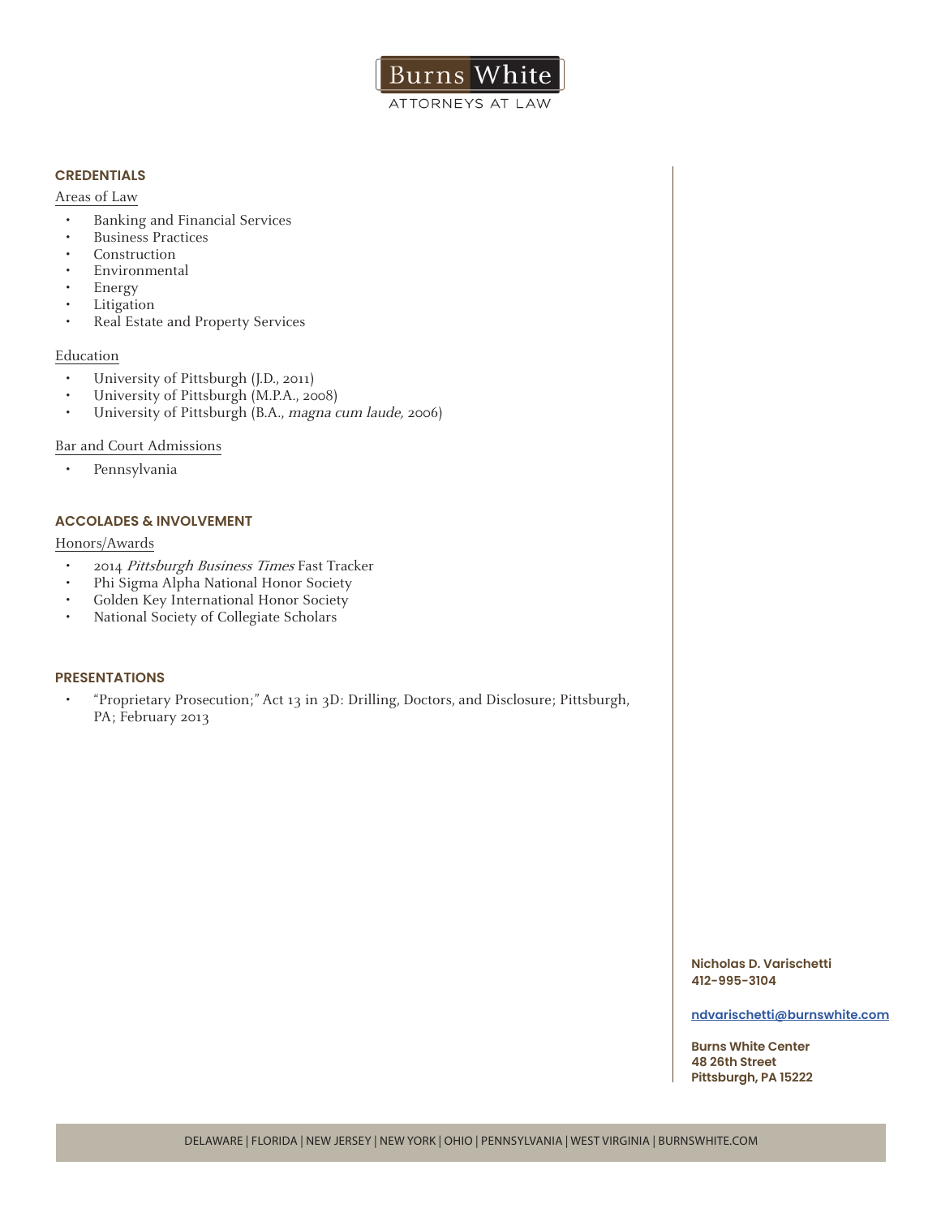## CREDENTIALS

### Areas of Law

- Banking and Financial Services
- Business Practices
- Construction
- Environmental
- Energy
- Litigation
- Real Estate and Property Services

### Education

- University of Pittsburgh (J.D., 2011)
- University of Pittsburgh (M.P.A., 2008)
- University of Pittsburgh (B.A., *magna cum laude,* 2006)

### Bar and Court Admissions

- Pennsylvania

## ACCOLADES & INVOLVEMENT

### Honors/Awards

- 2014 *Pittsburgh Business Times* Fast Tracker
- Phi Sigma Alpha National Honor Society
- Golden Key International Honor Society
- National Society of Collegiate Scholars

## PRESENTATIONS

- "Proprietary Prosecution;" Act 13 in 3D: Drilling, Doctors, and Disclosure; Pittsburgh, PA; February 2013

**Nicholas D. Varischetti**
**412-995-3104**

**ndvarischetti@burnswhite.com**

**Burns White Center**
**48 26th Street**
**Pittsburgh, PA 15222**